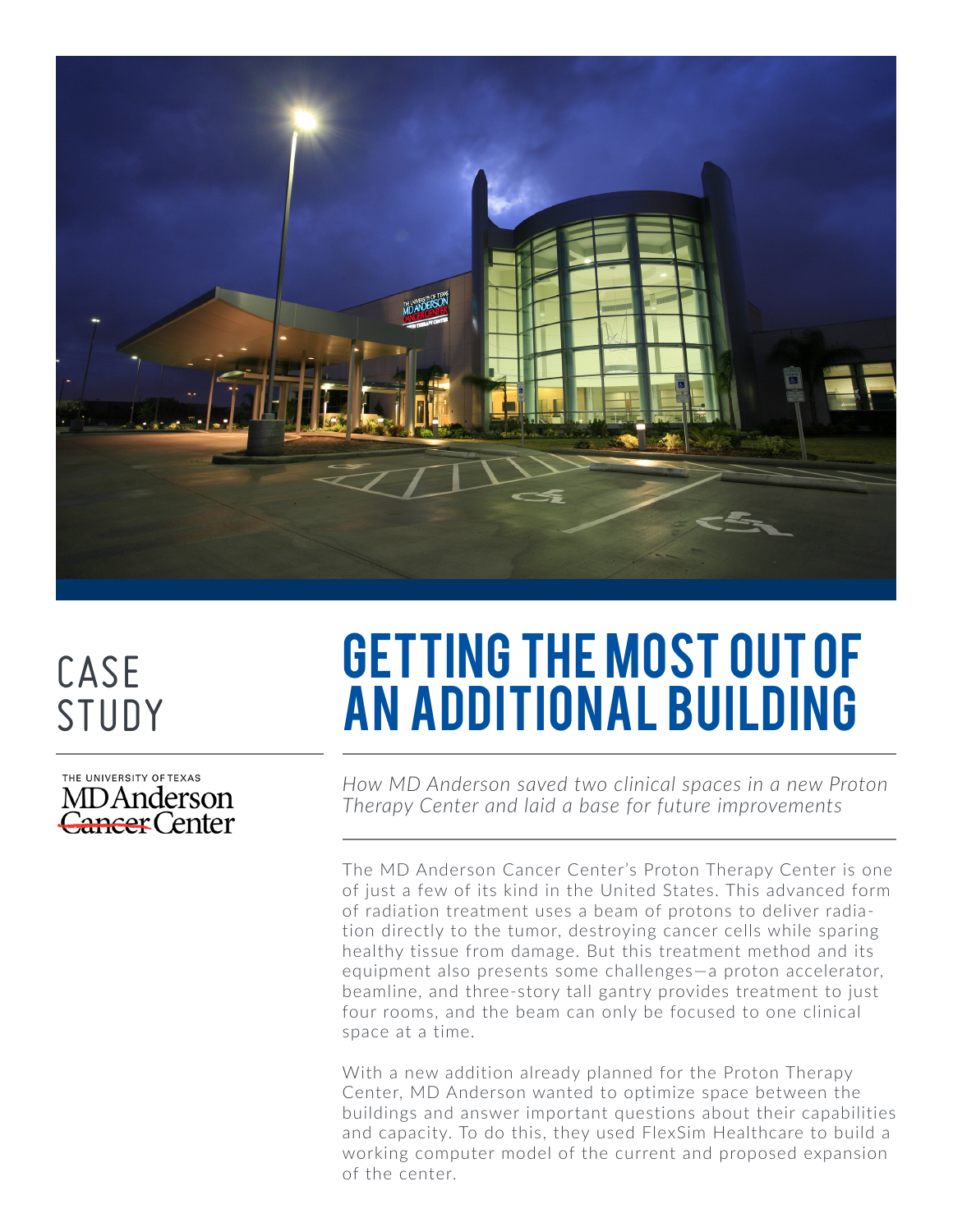CASE STUDY

THE UNIVERSITY OF TEXAS MD Anderson Cancer Center

# GETTING THE MOST OUT OF AN ADDITIONAL BUILDING

*How MD Anderson saved two clinical spaces in a new Proton Therapy Center and laid a base for future improvements*

The MD Anderson Cancer Center's Proton Therapy Center is one of just a few of its kind in the United States. This advanced form of radiation treatment uses a beam of protons to deliver radiation directly to the tumor, destroying cancer cells while sparing healthy tissue from damage. But this treatment method and its equipment also presents some challenges—a proton accelerator, beamline, and three-story tall gantry provides treatment to just four rooms, and the beam can only be focused to one clinical space at a time.

With a new addition already planned for the Proton Therapy Center, MD Anderson wanted to optimize space between the buildings and answer important questions about their capabilities and capacity. To do this, they used FlexSim Healthcare to build a working computer model of the current and proposed expansion of the center.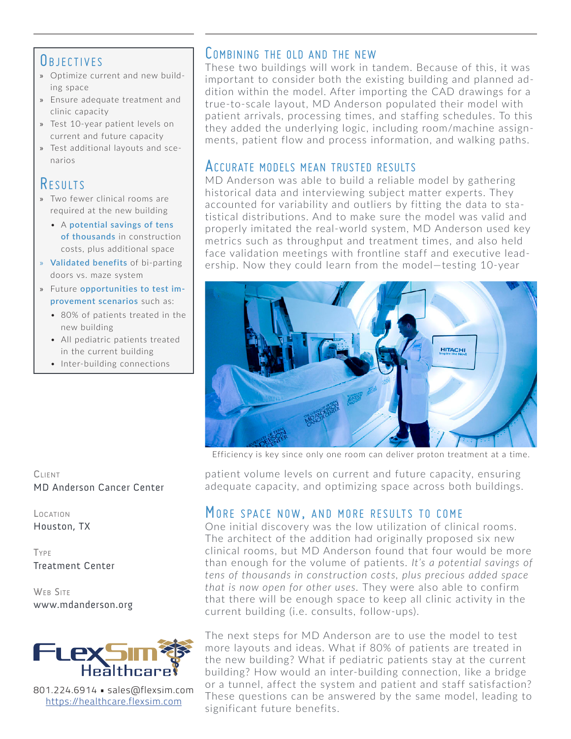## Objectives

- Optimize current and new building space
- Ensure adequate treatment and clinic capacity
- Test 10-year patient levels on current and future capacity
- Test additional layouts and scenarios

## Results

- Two fewer clinical rooms are required at the new building
  - A **potential savings of tens of thousands** in construction costs, plus additional space
- **Validated benefits** of bi-parting doors vs. maze system
- Future **opportunities to test improvement scenarios** such as:
  - 80% of patients treated in the new building
  - All pediatric patients treated in the current building
  - Inter-building connections

Client
MD Anderson Cancer Center

Location
Houston, TX

Type
Treatment Center

Web Site
www.mdanderson.org

801.224.6914 ▪ sales@flexsim.com
https://healthcare.flexsim.com

## Combining the old and the new

These two buildings will work in tandem. Because of this, it was important to consider both the existing building and planned addition within the model. After importing the CAD drawings for a true-to-scale layout, MD Anderson populated their model with patient arrivals, processing times, and staffing schedules. To this they added the underlying logic, including room/machine assignments, patient flow and process information, and walking paths.

## Accurate models mean trusted results

MD Anderson was able to build a reliable model by gathering historical data and interviewing subject matter experts. They accounted for variability and outliers by fitting the data to statistical distributions. And to make sure the model was valid and properly imitated the real-world system, MD Anderson used key metrics such as throughput and treatment times, and also held face validation meetings with frontline staff and executive leadership. Now they could learn from the model—testing 10-year patient volume levels on current and future capacity, ensuring adequate capacity, and optimizing space across both buildings.

Efficiency is key since only one room can deliver proton treatment at a time.

## More space now, and more results to come

One initial discovery was the low utilization of clinical rooms. The architect of the addition had originally proposed six new clinical rooms, but MD Anderson found that four would be more than enough for the volume of patients. *It's a potential savings of tens of thousands in construction costs, plus precious added space that is now open for other uses.* They were also able to confirm that there will be enough space to keep all clinic activity in the current building (i.e. consults, follow-ups).

The next steps for MD Anderson are to use the model to test more layouts and ideas. What if 80% of patients are treated in the new building? What if pediatric patients stay at the current building? How would an inter-building connection, like a bridge or a tunnel, affect the system and patient and staff satisfaction? These questions can be answered by the same model, leading to significant future benefits.